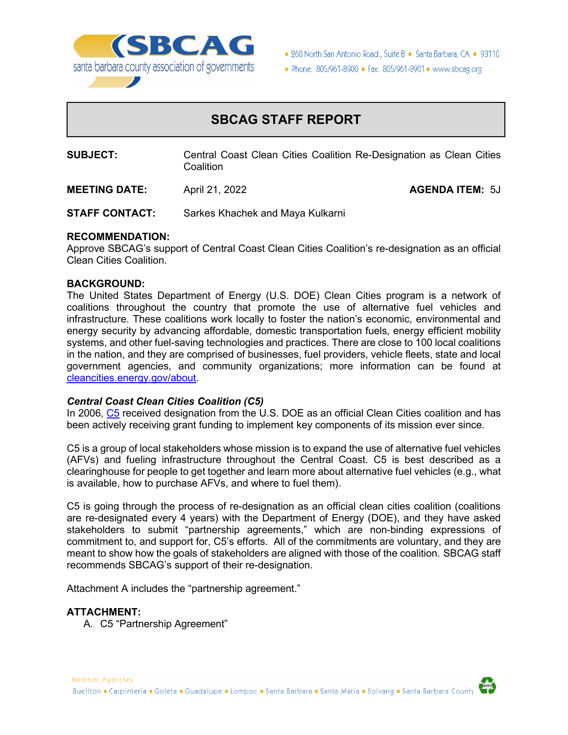SBCAG
santa barbara county association of governments

260 North San Antonio Road., Suite B ▪ Santa Barbara, CA ▪ 93110
▪ Phone: 805/961-8900 ▪ Fax: 805/961-8901 ▪ www.sbcag.org

# SBCAG STAFF REPORT

**SUBJECT:** Central Coast Clean Cities Coalition Re-Designation as Clean Cities Coalition

**MEETING DATE:** April 21, 2022 **AGENDA ITEM:** 5J

**STAFF CONTACT:** Sarkes Khachek and Maya Kulkarni

**RECOMMENDATION:**
Approve SBCAG's support of Central Coast Clean Cities Coalition's re-designation as an official Clean Cities Coalition.

**BACKGROUND:**
The United States Department of Energy (U.S. DOE) Clean Cities program is a network of coalitions throughout the country that promote the use of alternative fuel vehicles and infrastructure. These coalitions work locally to foster the nation's economic, environmental and energy security by advancing affordable, domestic transportation fuels, energy efficient mobility systems, and other fuel-saving technologies and practices. There are close to 100 local coalitions in the nation, and they are comprised of businesses, fuel providers, vehicle fleets, state and local government agencies, and community organizations; more information can be found at cleancities.energy.gov/about.

***Central Coast Clean Cities Coalition (C5)***
In 2006, C5 received designation from the U.S. DOE as an official Clean Cities coalition and has been actively receiving grant funding to implement key components of its mission ever since.

C5 is a group of local stakeholders whose mission is to expand the use of alternative fuel vehicles (AFVs) and fueling infrastructure throughout the Central Coast. C5 is best described as a clearinghouse for people to get together and learn more about alternative fuel vehicles (e.g., what is available, how to purchase AFVs, and where to fuel them).

C5 is going through the process of re-designation as an official clean cities coalition (coalitions are re-designated every 4 years) with the Department of Energy (DOE), and they have asked stakeholders to submit "partnership agreements," which are non-binding expressions of commitment to, and support for, C5's efforts. All of the commitments are voluntary, and they are meant to show how the goals of stakeholders are aligned with those of the coalition. SBCAG staff recommends SBCAG's support of their re-designation.

Attachment A includes the "partnership agreement."

**ATTACHMENT:**
A. C5 "Partnership Agreement"

Member Agencies
Buellton ▪ Carpinteria ▪ Goleta ▪ Guadalupe ▪ Lompoc ▪ Santa Barbara ▪ Santa Maria ▪ Solvang ▪ Santa Barbara County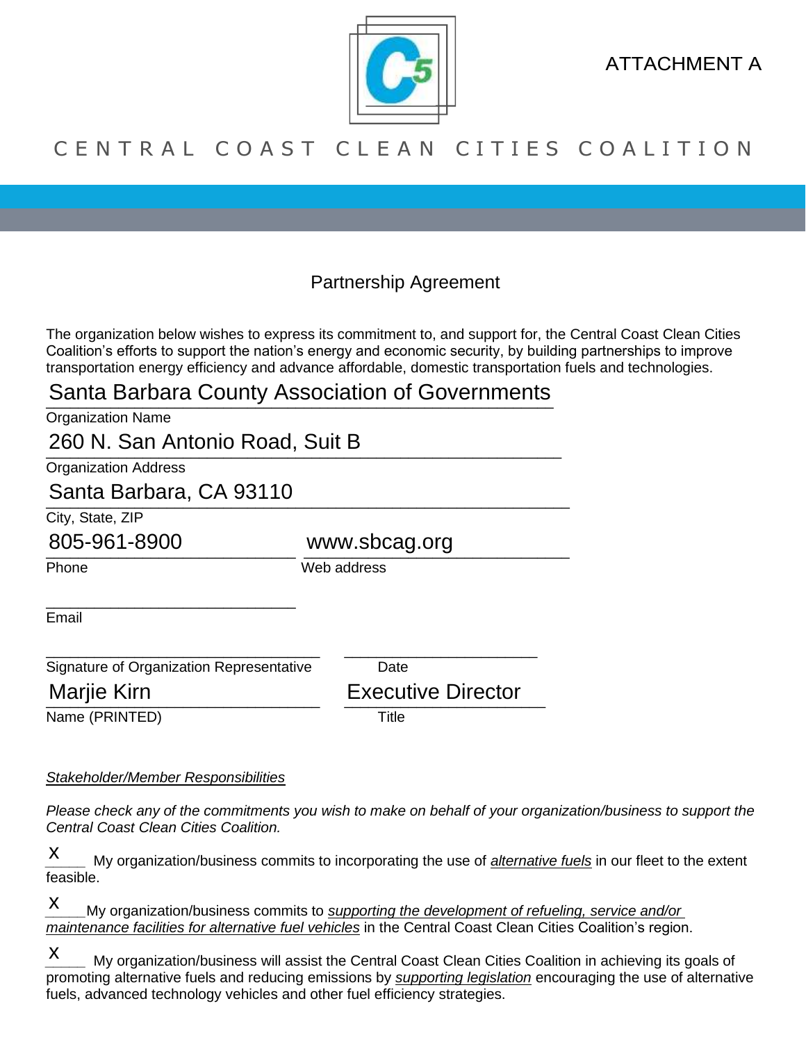ATTACHMENT A

CENTRAL COAST CLEAN CITIES COALITION

## Partnership Agreement

The organization below wishes to express its commitment to, and support for, the Central Coast Clean Cities Coalition's efforts to support the nation's energy and economic security, by building partnerships to improve transportation energy efficiency and advance affordable, domestic transportation fuels and technologies.

Santa Barbara County Association of Governments
Organization Name

260 N. San Antonio Road, Suit B
Organization Address

Santa Barbara, CA 93110
City, State, ZIP

805-961-8900
Phone

www.sbcag.org
Web address

\_\_\_\_\_\_\_\_\_\_\_\_\_\_\_\_\_\_\_\_\_\_\_\_\_\_\_\_
Email

\_\_\_\_\_\_\_\_\_\_\_\_\_\_\_\_\_\_\_\_\_\_\_\_\_\_\_\_
Signature of Organization Representative

\_\_\_\_\_\_\_\_\_\_\_\_\_\_\_\_\_\_\_\_\_\_
Date

Marjie Kirn
Name (PRINTED)

Executive Director
Title

*Stakeholder/Member Responsibilities*

*Please check any of the commitments you wish to make on behalf of your organization/business to support the Central Coast Clean Cities Coalition.*

X My organization/business commits to incorporating the use of *alternative fuels* in our fleet to the extent feasible.

X My organization/business commits to *supporting the development of refueling, service and/or maintenance facilities for alternative fuel vehicles* in the Central Coast Clean Cities Coalition's region.

X My organization/business will assist the Central Coast Clean Cities Coalition in achieving its goals of promoting alternative fuels and reducing emissions by *supporting legislation* encouraging the use of alternative fuels, advanced technology vehicles and other fuel efficiency strategies.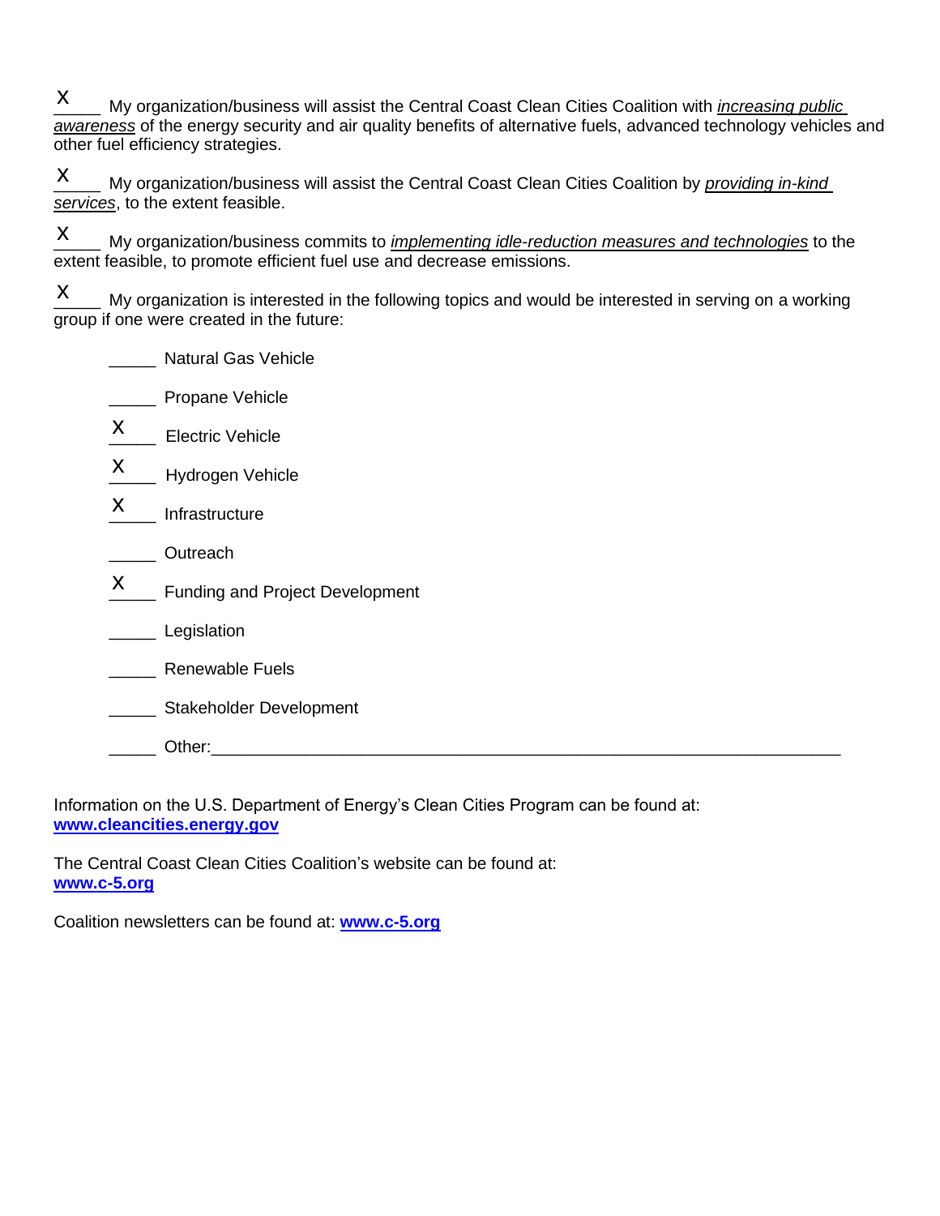X_____ My organization/business will assist the Central Coast Clean Cities Coalition with *increasing public awareness* of the energy security and air quality benefits of alternative fuels, advanced technology vehicles and other fuel efficiency strategies.

X_____ My organization/business will assist the Central Coast Clean Cities Coalition by *providing in-kind services*, to the extent feasible.

X_____ My organization/business commits to *implementing idle-reduction measures and technologies* to the extent feasible, to promote efficient fuel use and decrease emissions.

X_____ My organization is interested in the following topics and would be interested in serving on a working group if one were created in the future:

- _____ Natural Gas Vehicle
- _____ Propane Vehicle
- X_____ Electric Vehicle
- X_____ Hydrogen Vehicle
- X_____ Infrastructure
- _____ Outreach
- X_____ Funding and Project Development
- _____ Legislation
- _____ Renewable Fuels
- _____ Stakeholder Development
- _____ Other:_______________________________________________

Information on the U.S. Department of Energy's Clean Cities Program can be found at: **www.cleancities.energy.gov**

The Central Coast Clean Cities Coalition's website can be found at: **www.c-5.org**

Coalition newsletters can be found at: **www.c-5.org**